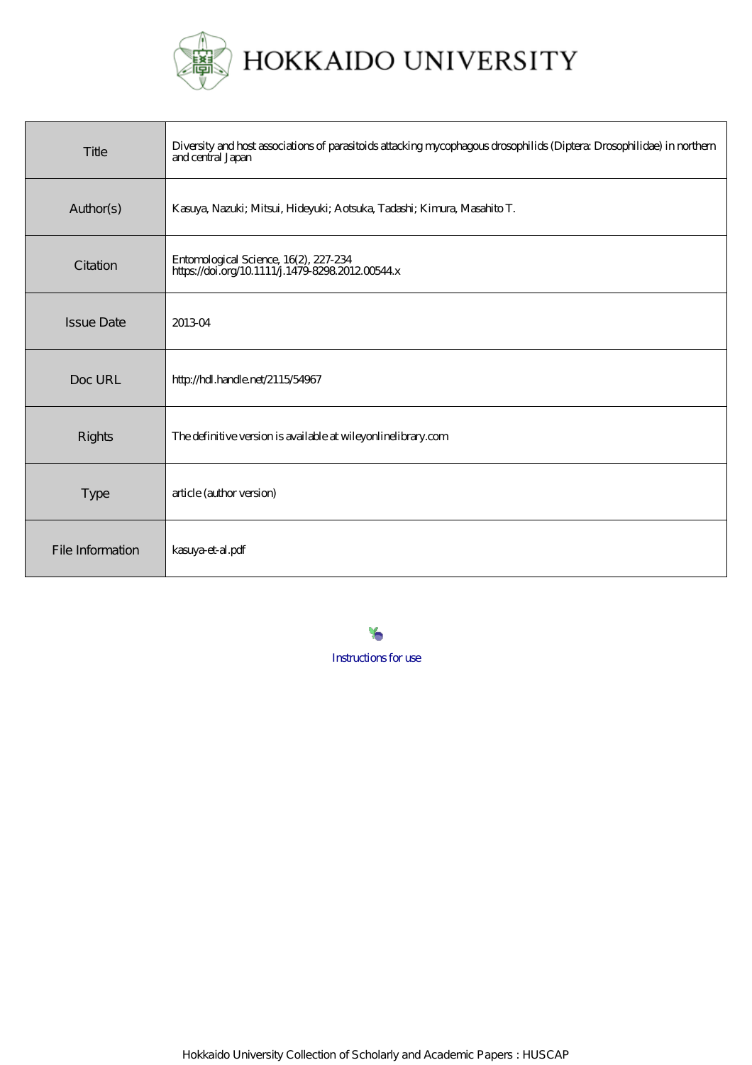# HOKKAIDO UNIVERSITY

| | |
|---|---|
| Title | Diversity and host associations of parasitoids attacking mycophagous drosophilids (Diptera: Drosophilidae) in northern and central Japan |
| Author(s) | Kasuya, Nazuki; Mitsui, Hideyuki; Aotsuka, Tadashi; Kimura, Masahito T. |
| Citation | Entomological Science, 16(2), 227-234<br>https://doi.org/10.1111/j.1479-8298.2012.00544.x |
| Issue Date | 2013-04 |
| Doc URL | http://hdl.handle.net/2115/54967 |
| Rights | The definitive version is available at wileyonlinelibrary.com |
| Type | article (author version) |
| File Information | kasuya-et-al.pdf |

Instructions for use

Hokkaido University Collection of Scholarly and Academic Papers : HUSCAP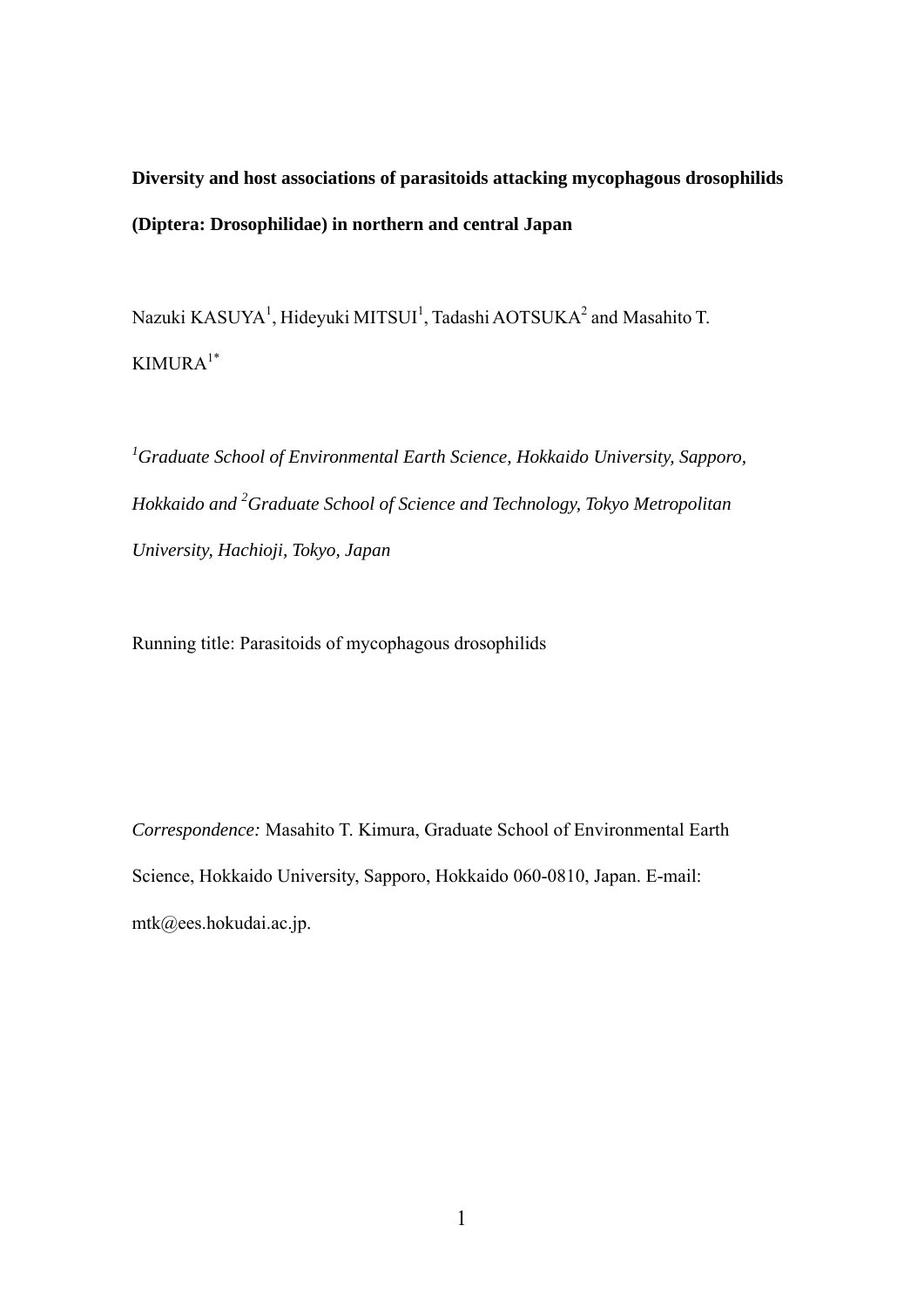**Diversity and host associations of parasitoids attacking mycophagous drosophilids (Diptera: Drosophilidae) in northern and central Japan**

Nazuki KASUYA[1], Hideyuki MITSUI[1], Tadashi AOTSUKA[2] and Masahito T. KIMURA[1*]

*[1]Graduate School of Environmental Earth Science, Hokkaido University, Sapporo, Hokkaido and [2]Graduate School of Science and Technology, Tokyo Metropolitan University, Hachioji, Tokyo, Japan*

Running title: Parasitoids of mycophagous drosophilids

*Correspondence:* Masahito T. Kimura, Graduate School of Environmental Earth Science, Hokkaido University, Sapporo, Hokkaido 060-0810, Japan. E-mail: mtk@ees.hokudai.ac.jp.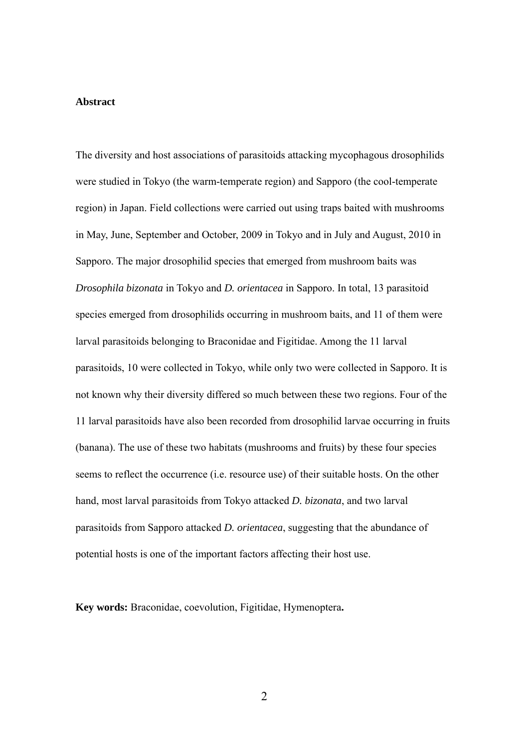**Abstract**

The diversity and host associations of parasitoids attacking mycophagous drosophilids were studied in Tokyo (the warm-temperate region) and Sapporo (the cool-temperate region) in Japan. Field collections were carried out using traps baited with mushrooms in May, June, September and October, 2009 in Tokyo and in July and August, 2010 in Sapporo. The major drosophilid species that emerged from mushroom baits was *Drosophila bizonata* in Tokyo and *D. orientacea* in Sapporo. In total, 13 parasitoid species emerged from drosophilids occurring in mushroom baits, and 11 of them were larval parasitoids belonging to Braconidae and Figitidae. Among the 11 larval parasitoids, 10 were collected in Tokyo, while only two were collected in Sapporo. It is not known why their diversity differed so much between these two regions. Four of the 11 larval parasitoids have also been recorded from drosophilid larvae occurring in fruits (banana). The use of these two habitats (mushrooms and fruits) by these four species seems to reflect the occurrence (i.e. resource use) of their suitable hosts. On the other hand, most larval parasitoids from Tokyo attacked *D. bizonata*, and two larval parasitoids from Sapporo attacked *D. orientacea*, suggesting that the abundance of potential hosts is one of the important factors affecting their host use.

**Key words:** Braconidae, coevolution, Figitidae, Hymenoptera**.**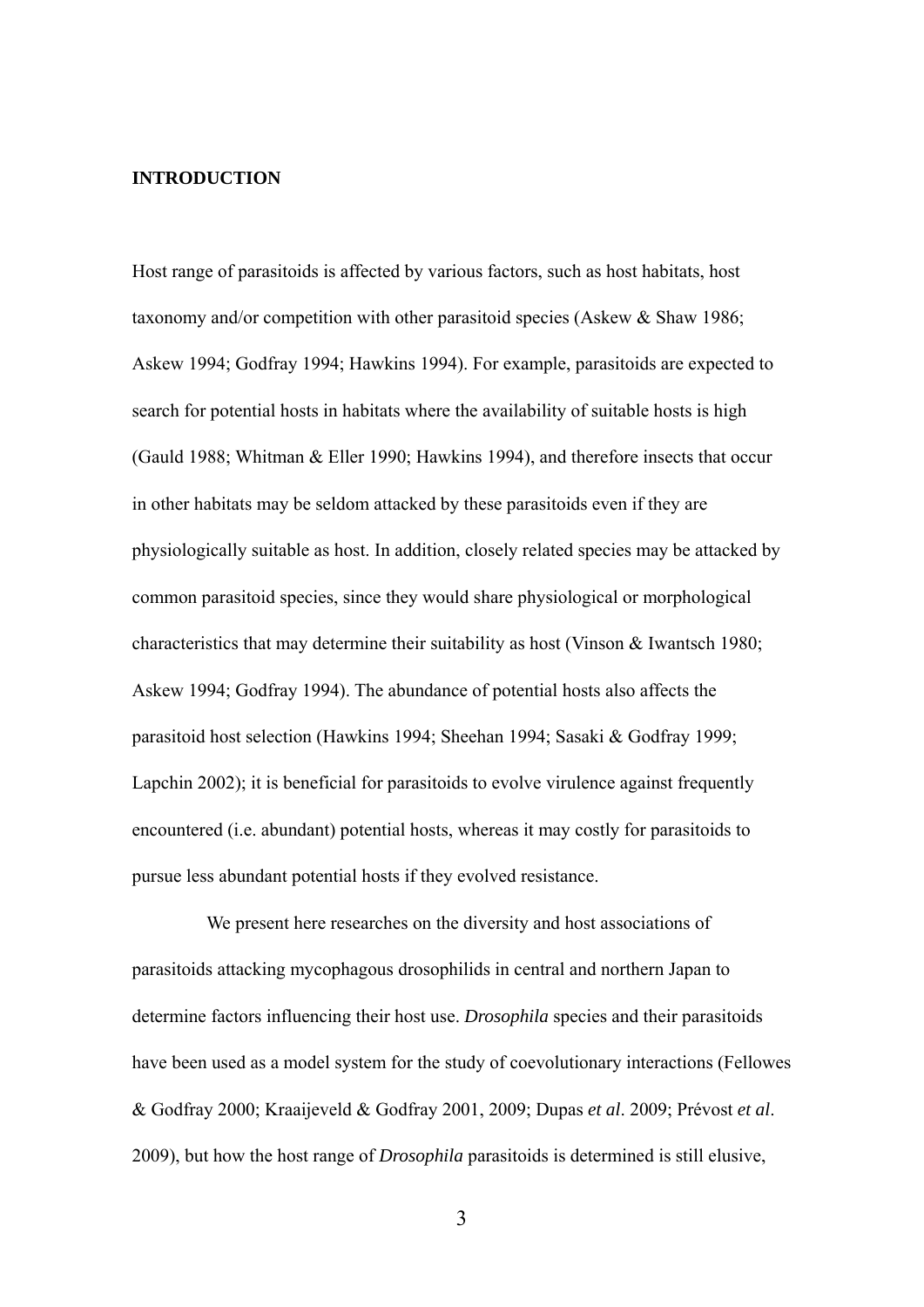## INTRODUCTION

Host range of parasitoids is affected by various factors, such as host habitats, host taxonomy and/or competition with other parasitoid species (Askew & Shaw 1986; Askew 1994; Godfray 1994; Hawkins 1994). For example, parasitoids are expected to search for potential hosts in habitats where the availability of suitable hosts is high (Gauld 1988; Whitman & Eller 1990; Hawkins 1994), and therefore insects that occur in other habitats may be seldom attacked by these parasitoids even if they are physiologically suitable as host. In addition, closely related species may be attacked by common parasitoid species, since they would share physiological or morphological characteristics that may determine their suitability as host (Vinson & Iwantsch 1980; Askew 1994; Godfray 1994). The abundance of potential hosts also affects the parasitoid host selection (Hawkins 1994; Sheehan 1994; Sasaki & Godfray 1999; Lapchin 2002); it is beneficial for parasitoids to evolve virulence against frequently encountered (i.e. abundant) potential hosts, whereas it may costly for parasitoids to pursue less abundant potential hosts if they evolved resistance.

We present here researches on the diversity and host associations of parasitoids attacking mycophagous drosophilids in central and northern Japan to determine factors influencing their host use. *Drosophila* species and their parasitoids have been used as a model system for the study of coevolutionary interactions (Fellowes & Godfray 2000; Kraaijeveld & Godfray 2001, 2009; Dupas *et al*. 2009; Prévost *et al*. 2009), but how the host range of *Drosophila* parasitoids is determined is still elusive,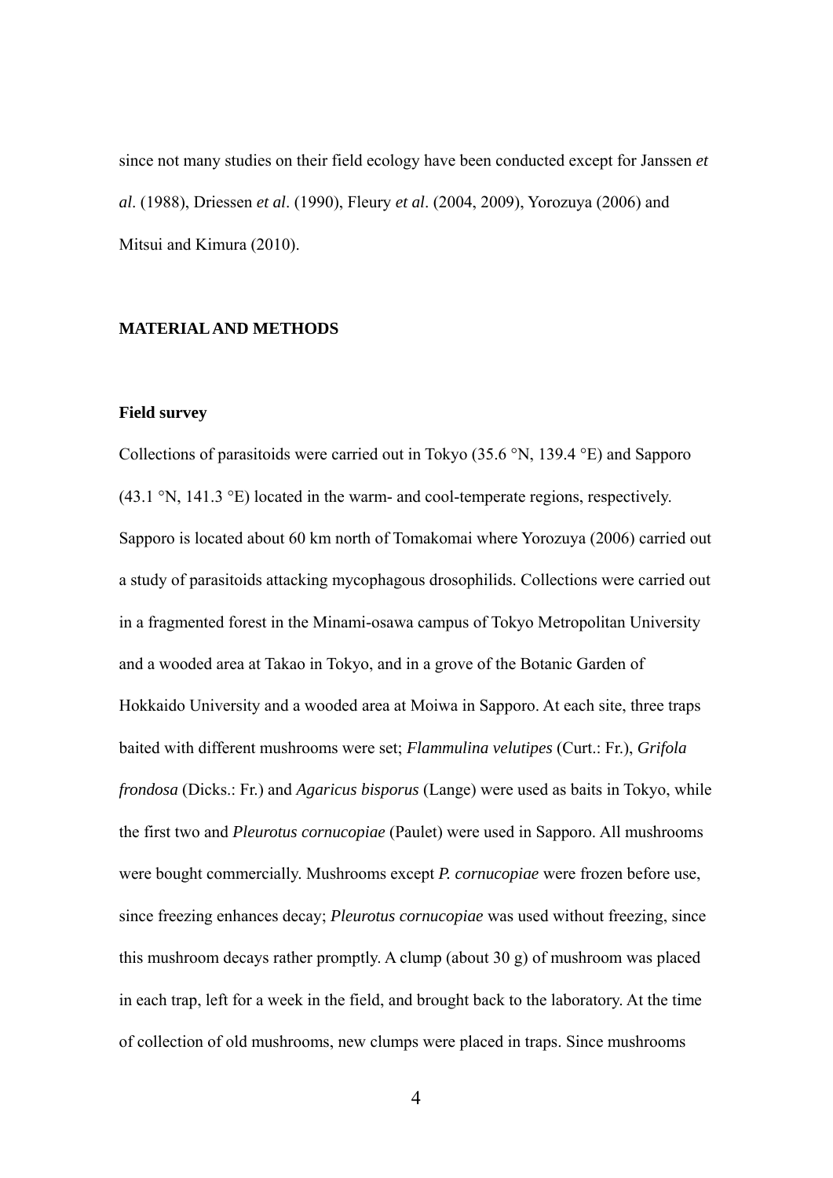since not many studies on their field ecology have been conducted except for Janssen *et al*. (1988), Driessen *et al*. (1990), Fleury *et al*. (2004, 2009), Yorozuya (2006) and Mitsui and Kimura (2010).

## MATERIAL AND METHODS

### Field survey

Collections of parasitoids were carried out in Tokyo (35.6 °N, 139.4 °E) and Sapporo (43.1 °N, 141.3 °E) located in the warm- and cool-temperate regions, respectively. Sapporo is located about 60 km north of Tomakomai where Yorozuya (2006) carried out a study of parasitoids attacking mycophagous drosophilids. Collections were carried out in a fragmented forest in the Minami-osawa campus of Tokyo Metropolitan University and a wooded area at Takao in Tokyo, and in a grove of the Botanic Garden of Hokkaido University and a wooded area at Moiwa in Sapporo. At each site, three traps baited with different mushrooms were set; *Flammulina velutipes* (Curt.: Fr.), *Grifola frondosa* (Dicks.: Fr.) and *Agaricus bisporus* (Lange) were used as baits in Tokyo, while the first two and *Pleurotus cornucopiae* (Paulet) were used in Sapporo. All mushrooms were bought commercially. Mushrooms except *P. cornucopiae* were frozen before use, since freezing enhances decay; *Pleurotus cornucopiae* was used without freezing, since this mushroom decays rather promptly. A clump (about 30 g) of mushroom was placed in each trap, left for a week in the field, and brought back to the laboratory. At the time of collection of old mushrooms, new clumps were placed in traps. Since mushrooms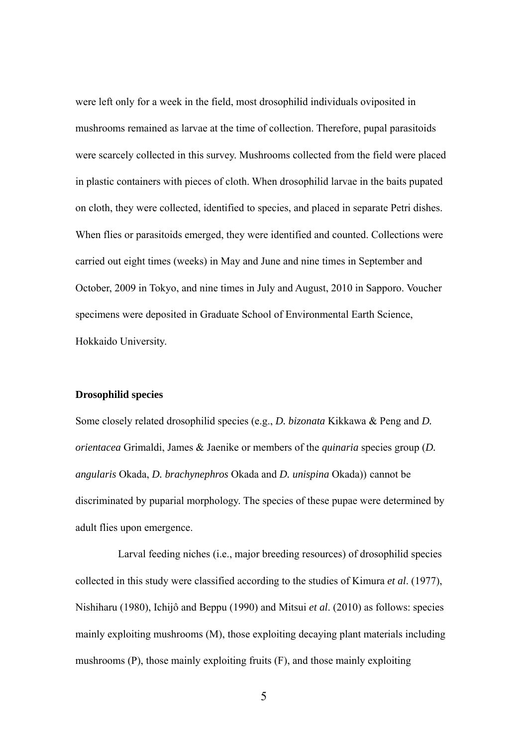were left only for a week in the field, most drosophilid individuals oviposited in mushrooms remained as larvae at the time of collection. Therefore, pupal parasitoids were scarcely collected in this survey. Mushrooms collected from the field were placed in plastic containers with pieces of cloth. When drosophilid larvae in the baits pupated on cloth, they were collected, identified to species, and placed in separate Petri dishes. When flies or parasitoids emerged, they were identified and counted. Collections were carried out eight times (weeks) in May and June and nine times in September and October, 2009 in Tokyo, and nine times in July and August, 2010 in Sapporo. Voucher specimens were deposited in Graduate School of Environmental Earth Science, Hokkaido University.

**Drosophilid species**

Some closely related drosophilid species (e.g., *D. bizonata* Kikkawa & Peng and *D. orientacea* Grimaldi, James & Jaenike or members of the *quinaria* species group (*D. angularis* Okada, *D. brachynephros* Okada and *D. unispina* Okada)) cannot be discriminated by puparial morphology. The species of these pupae were determined by adult flies upon emergence.

Larval feeding niches (i.e., major breeding resources) of drosophilid species collected in this study were classified according to the studies of Kimura *et al*. (1977), Nishiharu (1980), Ichijô and Beppu (1990) and Mitsui *et al*. (2010) as follows: species mainly exploiting mushrooms (M), those exploiting decaying plant materials including mushrooms (P), those mainly exploiting fruits (F), and those mainly exploiting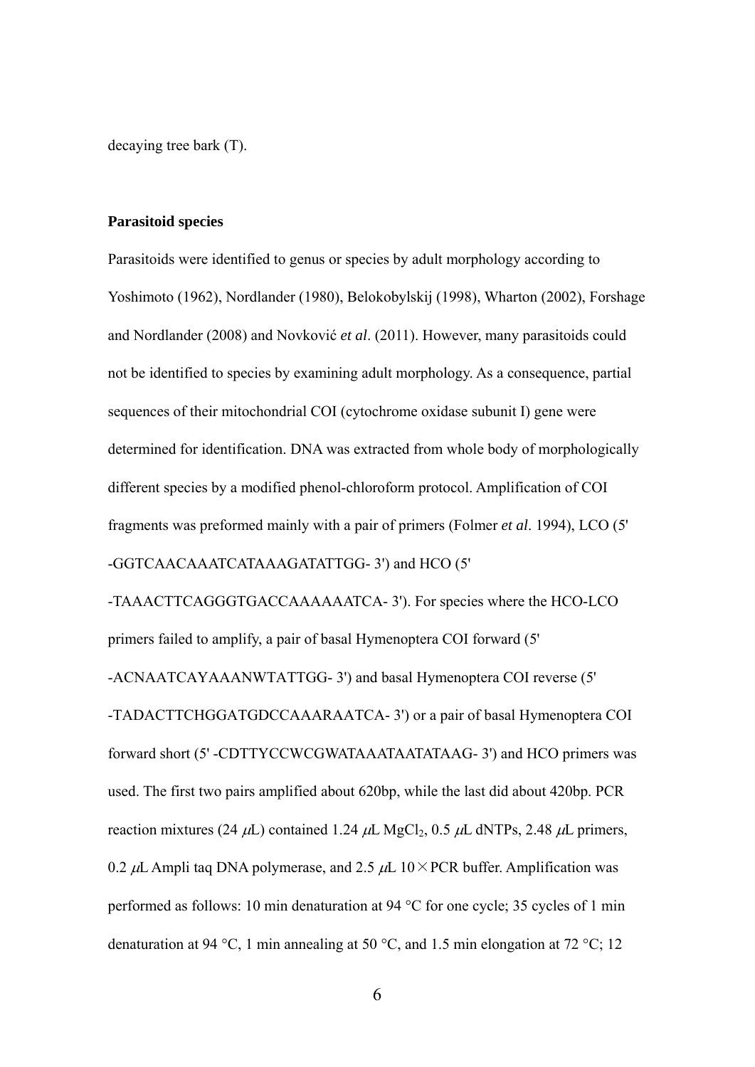decaying tree bark (T).

**Parasitoid species**

Parasitoids were identified to genus or species by adult morphology according to Yoshimoto (1962), Nordlander (1980), Belokobylskij (1998), Wharton (2002), Forshage and Nordlander (2008) and Novković *et al*. (2011). However, many parasitoids could not be identified to species by examining adult morphology. As a consequence, partial sequences of their mitochondrial COI (cytochrome oxidase subunit I) gene were determined for identification. DNA was extracted from whole body of morphologically different species by a modified phenol-chloroform protocol. Amplification of COI fragments was preformed mainly with a pair of primers (Folmer *et al*. 1994), LCO (5' -GGTCAACAAATCATAAAGATATTGG- 3') and HCO (5' -TAAACTTCAGGGTGACCAAAAAATCA- 3'). For species where the HCO-LCO primers failed to amplify, a pair of basal Hymenoptera COI forward (5' -ACNAATCAYAAANWTATTGG- 3') and basal Hymenoptera COI reverse (5' -TADACTTCHGGATGDCCAAARAATCA- 3') or a pair of basal Hymenoptera COI forward short (5' -CDTTYCCWCGWATAAATAATATAAG- 3') and HCO primers was used. The first two pairs amplified about 620bp, while the last did about 420bp. PCR reaction mixtures (24 $\mu$L) contained 1.24 $\mu$L $MgCl_2$, 0.5 $\mu$L dNTPs, 2.48 $\mu$L primers, 0.2 $\mu$L Ampli taq DNA polymerase, and 2.5 $\mu$L 10 $\times$ PCR buffer. Amplification was performed as follows: 10 min denaturation at 94 °C for one cycle; 35 cycles of 1 min denaturation at 94 °C, 1 min annealing at 50 °C, and 1.5 min elongation at 72 °C; 12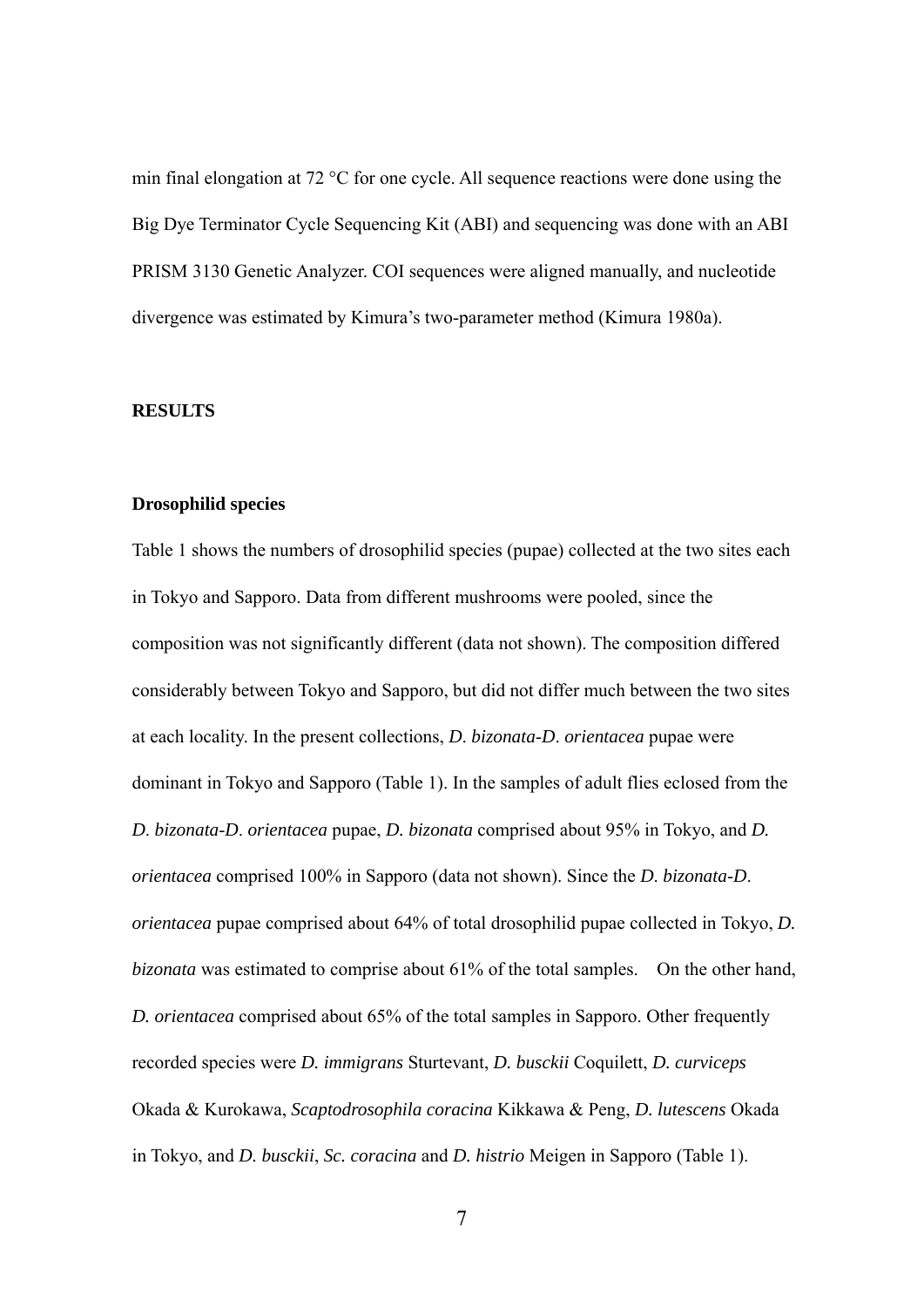min final elongation at 72 °C for one cycle. All sequence reactions were done using the Big Dye Terminator Cycle Sequencing Kit (ABI) and sequencing was done with an ABI PRISM 3130 Genetic Analyzer. COI sequences were aligned manually, and nucleotide divergence was estimated by Kimura's two-parameter method (Kimura 1980a).

## RESULTS

### Drosophilid species

Table 1 shows the numbers of drosophilid species (pupae) collected at the two sites each in Tokyo and Sapporo. Data from different mushrooms were pooled, since the composition was not significantly different (data not shown). The composition differed considerably between Tokyo and Sapporo, but did not differ much between the two sites at each locality. In the present collections, *D. bizonata*-*D. orientacea* pupae were dominant in Tokyo and Sapporo (Table 1). In the samples of adult flies eclosed from the *D. bizonata*-*D. orientacea* pupae, *D. bizonata* comprised about 95% in Tokyo, and *D. orientacea* comprised 100% in Sapporo (data not shown). Since the *D. bizonata*-*D. orientacea* pupae comprised about 64% of total drosophilid pupae collected in Tokyo, *D. bizonata* was estimated to comprise about 61% of the total samples. On the other hand, *D. orientacea* comprised about 65% of the total samples in Sapporo. Other frequently recorded species were *D. immigrans* Sturtevant, *D. busckii* Coquilett, *D. curviceps* Okada & Kurokawa, *Scaptodrosophila coracina* Kikkawa & Peng, *D. lutescens* Okada in Tokyo, and *D. busckii*, *Sc. coracina* and *D. histrio* Meigen in Sapporo (Table 1).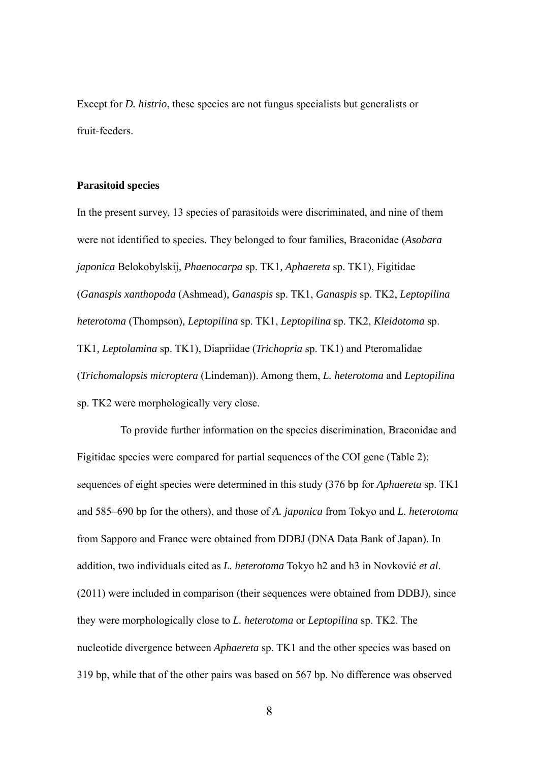Except for *D. histrio*, these species are not fungus specialists but generalists or fruit-feeders.

**Parasitoid species**

In the present survey, 13 species of parasitoids were discriminated, and nine of them were not identified to species. They belonged to four families, Braconidae (*Asobara japonica* Belokobylskij*, Phaenocarpa* sp. TK1*, Aphaereta* sp. TK1), Figitidae (*Ganaspis xanthopoda* (Ashmead)*, Ganaspis* sp. TK1, *Ganaspis* sp. TK2, *Leptopilina heterotoma* (Thompson)*, Leptopilina* sp. TK1, *Leptopilina* sp. TK2, *Kleidotoma* sp. TK1*, Leptolamina* sp. TK1), Diapriidae (*Trichopria* sp. TK1) and Pteromalidae (*Trichomalopsis microptera* (Lindeman)). Among them, *L. heterotoma* and *Leptopilina* sp. TK2 were morphologically very close.

To provide further information on the species discrimination, Braconidae and Figitidae species were compared for partial sequences of the COI gene (Table 2); sequences of eight species were determined in this study (376 bp for *Aphaereta* sp. TK1 and 585–690 bp for the others), and those of *A. japonica* from Tokyo and *L. heterotoma* from Sapporo and France were obtained from DDBJ (DNA Data Bank of Japan). In addition, two individuals cited as *L. heterotoma* Tokyo h2 and h3 in Novković *et al*. (2011) were included in comparison (their sequences were obtained from DDBJ), since they were morphologically close to *L. heterotoma* or *Leptopilina* sp. TK2. The nucleotide divergence between *Aphaereta* sp. TK1 and the other species was based on 319 bp, while that of the other pairs was based on 567 bp. No difference was observed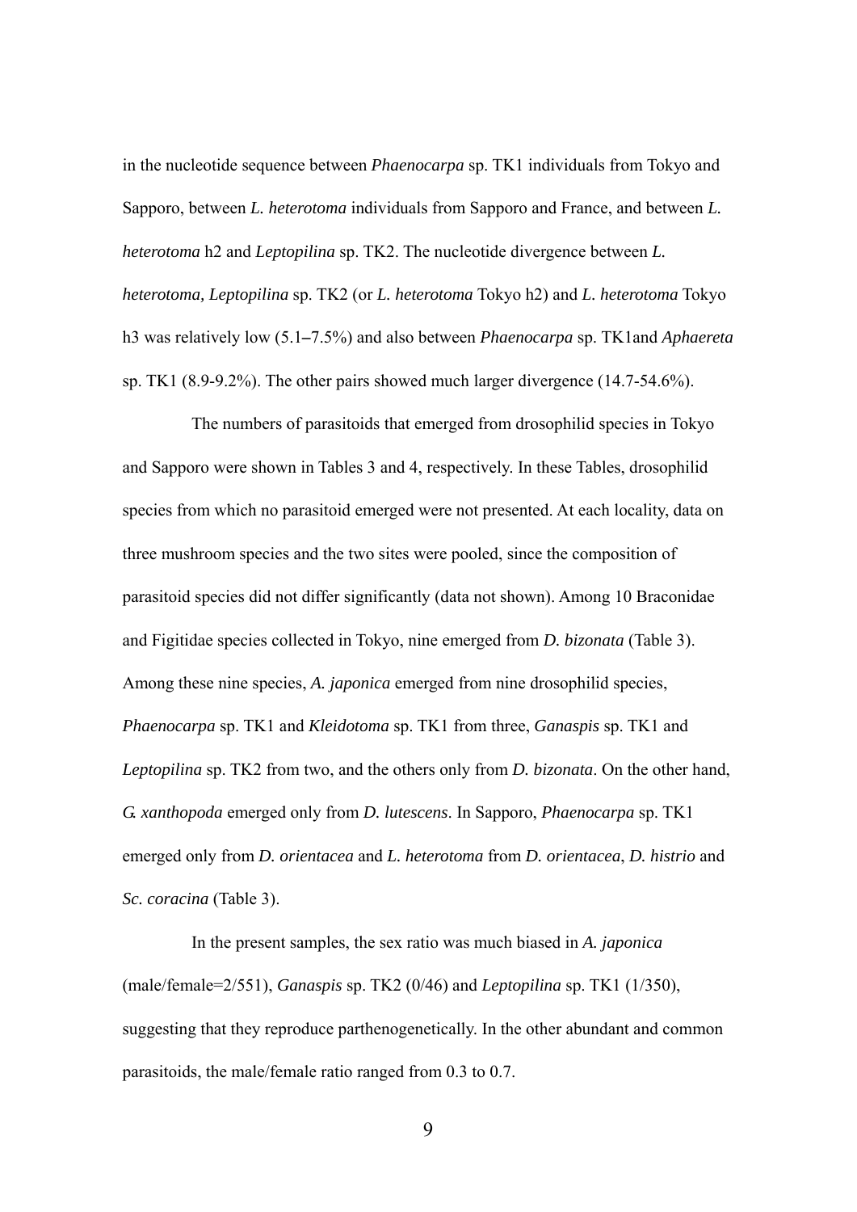in the nucleotide sequence between *Phaenocarpa* sp. TK1 individuals from Tokyo and Sapporo, between *L. heterotoma* individuals from Sapporo and France, and between *L. heterotoma* h2 and *Leptopilina* sp. TK2. The nucleotide divergence between *L. heterotoma, Leptopilina* sp. TK2 (or *L. heterotoma* Tokyo h2) and *L. heterotoma* Tokyo h3 was relatively low (5.1–7.5%) and also between *Phaenocarpa* sp. TK1and *Aphaereta* sp. TK1 (8.9-9.2%). The other pairs showed much larger divergence (14.7-54.6%).

The numbers of parasitoids that emerged from drosophilid species in Tokyo and Sapporo were shown in Tables 3 and 4, respectively. In these Tables, drosophilid species from which no parasitoid emerged were not presented. At each locality, data on three mushroom species and the two sites were pooled, since the composition of parasitoid species did not differ significantly (data not shown). Among 10 Braconidae and Figitidae species collected in Tokyo, nine emerged from *D. bizonata* (Table 3). Among these nine species, *A. japonica* emerged from nine drosophilid species, *Phaenocarpa* sp. TK1 and *Kleidotoma* sp. TK1 from three, *Ganaspis* sp. TK1 and *Leptopilina* sp. TK2 from two, and the others only from *D. bizonata*. On the other hand, *G. xanthopoda* emerged only from *D. lutescens*. In Sapporo, *Phaenocarpa* sp. TK1 emerged only from *D. orientacea* and *L. heterotoma* from *D. orientacea*, *D. histrio* and *Sc. coracina* (Table 3).

In the present samples, the sex ratio was much biased in *A. japonica* (male/female=2/551), *Ganaspis* sp. TK2 (0/46) and *Leptopilina* sp. TK1 (1/350), suggesting that they reproduce parthenogenetically. In the other abundant and common parasitoids, the male/female ratio ranged from 0.3 to 0.7.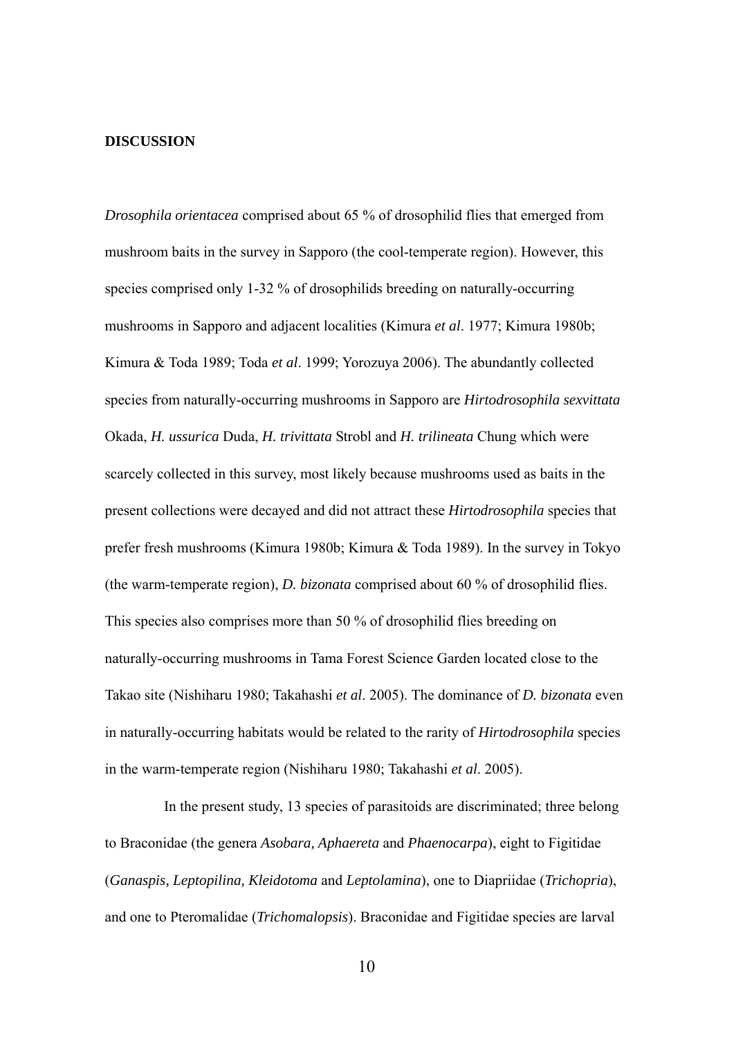**DISCUSSION**

*Drosophila orientacea* comprised about 65 % of drosophilid flies that emerged from mushroom baits in the survey in Sapporo (the cool-temperate region). However, this species comprised only 1-32 % of drosophilids breeding on naturally-occurring mushrooms in Sapporo and adjacent localities (Kimura *et al*. 1977; Kimura 1980b; Kimura & Toda 1989; Toda *et al*. 1999; Yorozuya 2006). The abundantly collected species from naturally-occurring mushrooms in Sapporo are *Hirtodrosophila sexvittata* Okada, *H. ussurica* Duda, *H. trivittata* Strobl and *H. trilineata* Chung which were scarcely collected in this survey, most likely because mushrooms used as baits in the present collections were decayed and did not attract these *Hirtodrosophila* species that prefer fresh mushrooms (Kimura 1980b; Kimura & Toda 1989). In the survey in Tokyo (the warm-temperate region), *D. bizonata* comprised about 60 % of drosophilid flies. This species also comprises more than 50 % of drosophilid flies breeding on naturally-occurring mushrooms in Tama Forest Science Garden located close to the Takao site (Nishiharu 1980; Takahashi *et al*. 2005). The dominance of *D. bizonata* even in naturally-occurring habitats would be related to the rarity of *Hirtodrosophila* species in the warm-temperate region (Nishiharu 1980; Takahashi *et al*. 2005).

In the present study, 13 species of parasitoids are discriminated; three belong to Braconidae (the genera *Asobara, Aphaereta* and *Phaenocarpa*), eight to Figitidae (*Ganaspis, Leptopilina, Kleidotoma* and *Leptolamina*), one to Diapriidae (*Trichopria*), and one to Pteromalidae (*Trichomalopsis*). Braconidae and Figitidae species are larval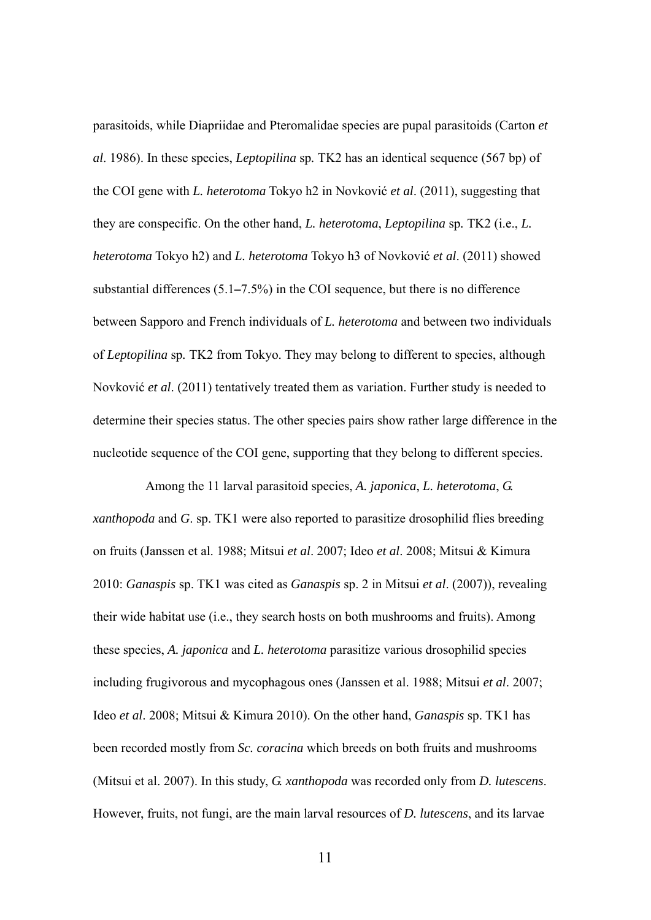parasitoids, while Diapriidae and Pteromalidae species are pupal parasitoids (Carton *et al*. 1986). In these species, *Leptopilina* sp. TK2 has an identical sequence (567 bp) of the COI gene with *L. heterotoma* Tokyo h2 in Novković *et al*. (2011), suggesting that they are conspecific. On the other hand, *L. heterotoma*, *Leptopilina* sp. TK2 (i.e., *L. heterotoma* Tokyo h2) and *L. heterotoma* Tokyo h3 of Novković *et al*. (2011) showed substantial differences (5.1–7.5%) in the COI sequence, but there is no difference between Sapporo and French individuals of *L. heterotoma* and between two individuals of *Leptopilina* sp. TK2 from Tokyo. They may belong to different to species, although Novković *et al*. (2011) tentatively treated them as variation. Further study is needed to determine their species status. The other species pairs show rather large difference in the nucleotide sequence of the COI gene, supporting that they belong to different species.

Among the 11 larval parasitoid species, *A. japonica*, *L. heterotoma*, *G. xanthopoda* and *G*. sp. TK1 were also reported to parasitize drosophilid flies breeding on fruits (Janssen et al. 1988; Mitsui *et al*. 2007; Ideo *et al*. 2008; Mitsui & Kimura 2010: *Ganaspis* sp. TK1 was cited as *Ganaspis* sp. 2 in Mitsui *et al*. (2007)), revealing their wide habitat use (i.e., they search hosts on both mushrooms and fruits). Among these species, *A. japonica* and *L. heterotoma* parasitize various drosophilid species including frugivorous and mycophagous ones (Janssen et al. 1988; Mitsui *et al*. 2007; Ideo *et al*. 2008; Mitsui & Kimura 2010). On the other hand, *Ganaspis* sp. TK1 has been recorded mostly from *Sc. coracina* which breeds on both fruits and mushrooms (Mitsui et al. 2007). In this study, *G. xanthopoda* was recorded only from *D. lutescens*. However, fruits, not fungi, are the main larval resources of *D. lutescens*, and its larvae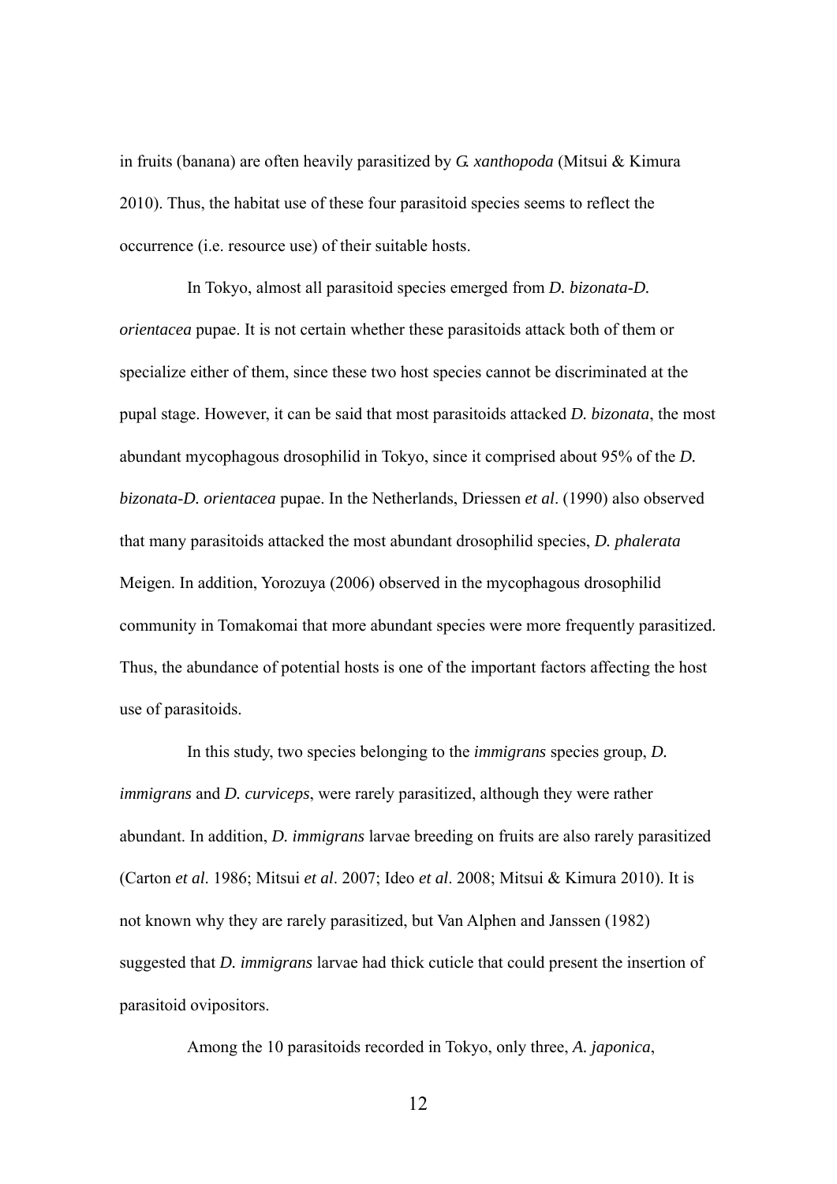in fruits (banana) are often heavily parasitized by *G. xanthopoda* (Mitsui & Kimura 2010). Thus, the habitat use of these four parasitoid species seems to reflect the occurrence (i.e. resource use) of their suitable hosts.

In Tokyo, almost all parasitoid species emerged from *D. bizonata-D. orientacea* pupae. It is not certain whether these parasitoids attack both of them or specialize either of them, since these two host species cannot be discriminated at the pupal stage. However, it can be said that most parasitoids attacked *D. bizonata*, the most abundant mycophagous drosophilid in Tokyo, since it comprised about 95% of the *D. bizonata-D. orientacea* pupae. In the Netherlands, Driessen *et al*. (1990) also observed that many parasitoids attacked the most abundant drosophilid species, *D. phalerata* Meigen. In addition, Yorozuya (2006) observed in the mycophagous drosophilid community in Tomakomai that more abundant species were more frequently parasitized. Thus, the abundance of potential hosts is one of the important factors affecting the host use of parasitoids.

In this study, two species belonging to the *immigrans* species group, *D. immigrans* and *D. curviceps*, were rarely parasitized, although they were rather abundant. In addition, *D. immigrans* larvae breeding on fruits are also rarely parasitized (Carton *et al*. 1986; Mitsui *et al*. 2007; Ideo *et al*. 2008; Mitsui & Kimura 2010). It is not known why they are rarely parasitized, but Van Alphen and Janssen (1982) suggested that *D. immigrans* larvae had thick cuticle that could present the insertion of parasitoid ovipositors.

Among the 10 parasitoids recorded in Tokyo, only three, *A. japonica*,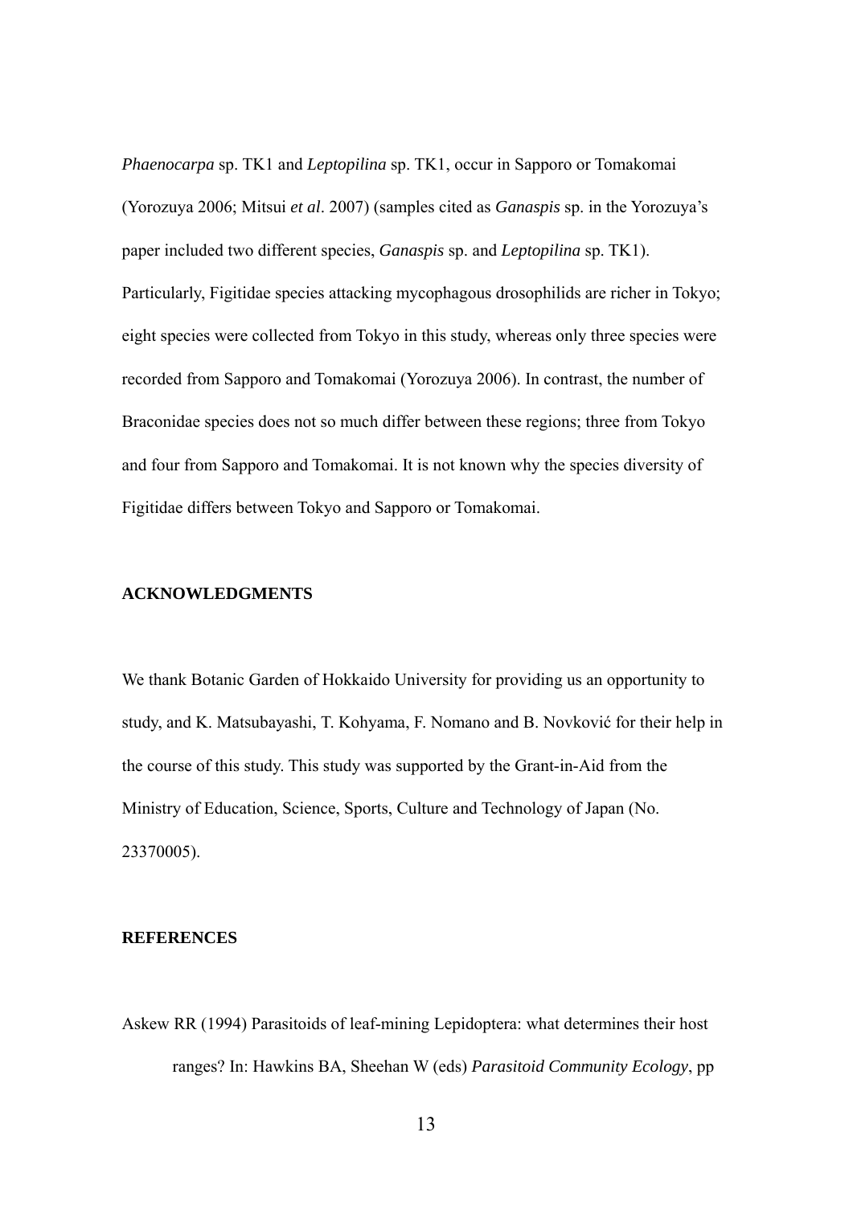*Phaenocarpa* sp. TK1 and *Leptopilina* sp. TK1, occur in Sapporo or Tomakomai (Yorozuya 2006; Mitsui *et al*. 2007) (samples cited as *Ganaspis* sp. in the Yorozuya's paper included two different species, *Ganaspis* sp. and *Leptopilina* sp. TK1). Particularly, Figitidae species attacking mycophagous drosophilids are richer in Tokyo; eight species were collected from Tokyo in this study, whereas only three species were recorded from Sapporo and Tomakomai (Yorozuya 2006). In contrast, the number of Braconidae species does not so much differ between these regions; three from Tokyo and four from Sapporo and Tomakomai. It is not known why the species diversity of Figitidae differs between Tokyo and Sapporo or Tomakomai.

## ACKNOWLEDGMENTS

We thank Botanic Garden of Hokkaido University for providing us an opportunity to study, and K. Matsubayashi, T. Kohyama, F. Nomano and B. Novković for their help in the course of this study. This study was supported by the Grant-in-Aid from the Ministry of Education, Science, Sports, Culture and Technology of Japan (No. 23370005).

## REFERENCES

Askew RR (1994) Parasitoids of leaf-mining Lepidoptera: what determines their host ranges? In: Hawkins BA, Sheehan W (eds) *Parasitoid Community Ecology*, pp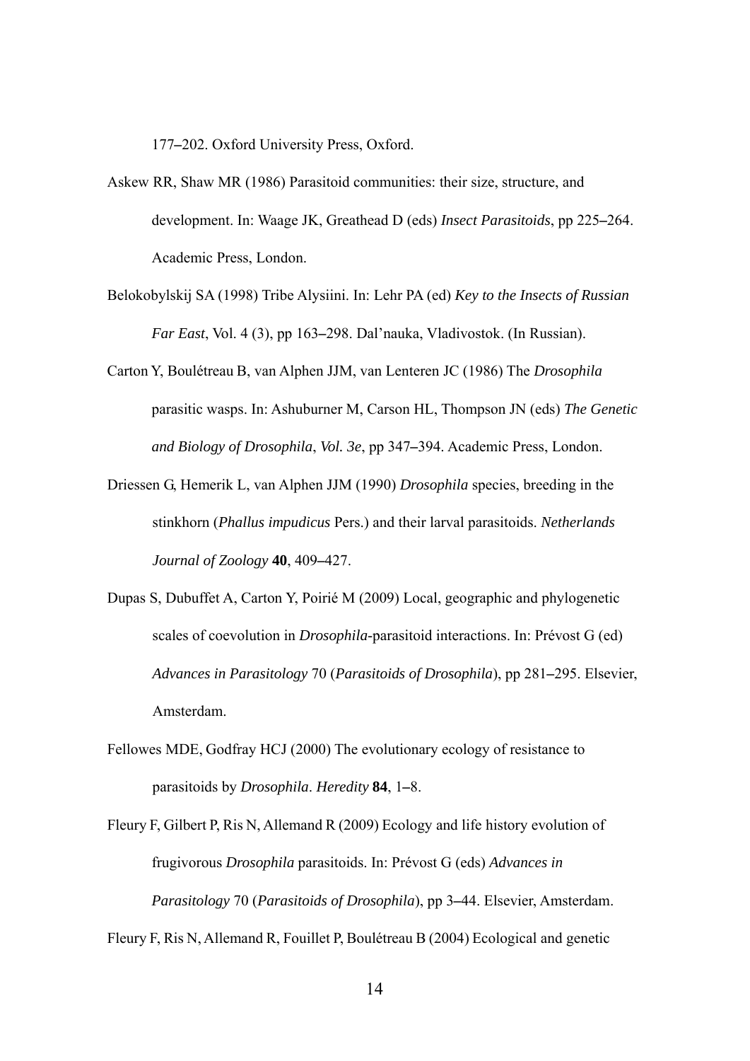177–202. Oxford University Press, Oxford.

Askew RR, Shaw MR (1986) Parasitoid communities: their size, structure, and development. In: Waage JK, Greathead D (eds) *Insect Parasitoids*, pp 225–264. Academic Press, London.

Belokobylskij SA (1998) Tribe Alysiini. In: Lehr PA (ed) *Key to the Insects of Russian Far East*, Vol. 4 (3), pp 163–298. Dal'nauka, Vladivostok. (In Russian).

Carton Y, Boulétreau B, van Alphen JJM, van Lenteren JC (1986) The *Drosophila* parasitic wasps. In: Ashuburner M, Carson HL, Thompson JN (eds) *The Genetic and Biology of Drosophila*, *Vol. 3e*, pp 347–394. Academic Press, London.

Driessen G, Hemerik L, van Alphen JJM (1990) *Drosophila* species, breeding in the stinkhorn (*Phallus impudicus* Pers.) and their larval parasitoids. *Netherlands Journal of Zoology* **40**, 409–427.

Dupas S, Dubuffet A, Carton Y, Poirié M (2009) Local, geographic and phylogenetic scales of coevolution in *Drosophila*-parasitoid interactions. In: Prévost G (ed) *Advances in Parasitology* 70 (*Parasitoids of Drosophila*), pp 281–295. Elsevier, Amsterdam.

Fellowes MDE, Godfray HCJ (2000) The evolutionary ecology of resistance to parasitoids by *Drosophila*. *Heredity* **84**, 1–8.

Fleury F, Gilbert P, Ris N, Allemand R (2009) Ecology and life history evolution of frugivorous *Drosophila* parasitoids. In: Prévost G (eds) *Advances in Parasitology* 70 (*Parasitoids of Drosophila*), pp 3–44. Elsevier, Amsterdam.

Fleury F, Ris N, Allemand R, Fouillet P, Boulétreau B (2004) Ecological and genetic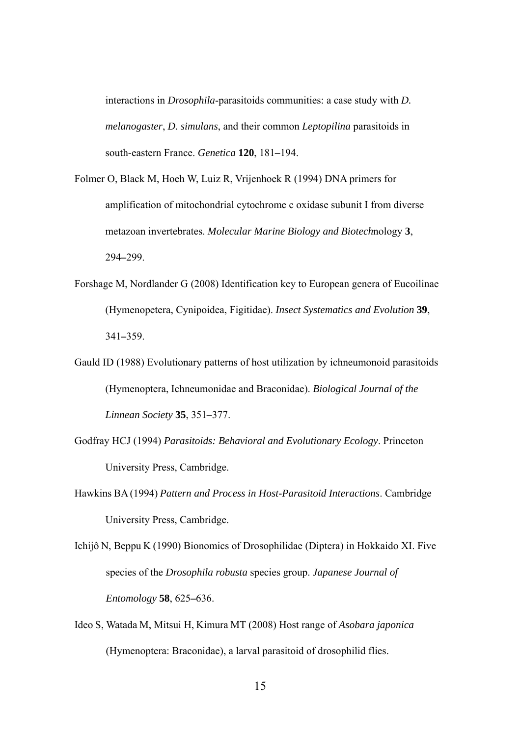interactions in *Drosophila*-parasitoids communities: a case study with *D. melanogaster*, *D. simulans*, and their common *Leptopilina* parasitoids in south-eastern France. *Genetica* **120**, 181–194.

Folmer O, Black M, Hoeh W, Luiz R, Vrijenhoek R (1994) DNA primers for amplification of mitochondrial cytochrome c oxidase subunit I from diverse metazoan invertebrates. *Molecular Marine Biology and Biotech*nology **3**, 294–299.

Forshage M, Nordlander G (2008) Identification key to European genera of Eucoilinae (Hymenopetera, Cynipoidea, Figitidae). *Insect Systematics and Evolution* **39**, 341–359.

Gauld ID (1988) Evolutionary patterns of host utilization by ichneumonoid parasitoids (Hymenoptera, Ichneumonidae and Braconidae). *Biological Journal of the Linnean Society* **35**, 351–377.

Godfray HCJ (1994) *Parasitoids: Behavioral and Evolutionary Ecology*. Princeton University Press, Cambridge.

Hawkins BA (1994) *Pattern and Process in Host-Parasitoid Interactions*. Cambridge University Press, Cambridge.

Ichijô N, Beppu K (1990) Bionomics of Drosophilidae (Diptera) in Hokkaido XI. Five species of the *Drosophila robusta* species group. *Japanese Journal of Entomology* **58**, 625–636.

Ideo S, Watada M, Mitsui H, Kimura MT (2008) Host range of *Asobara japonica* (Hymenoptera: Braconidae), a larval parasitoid of drosophilid flies.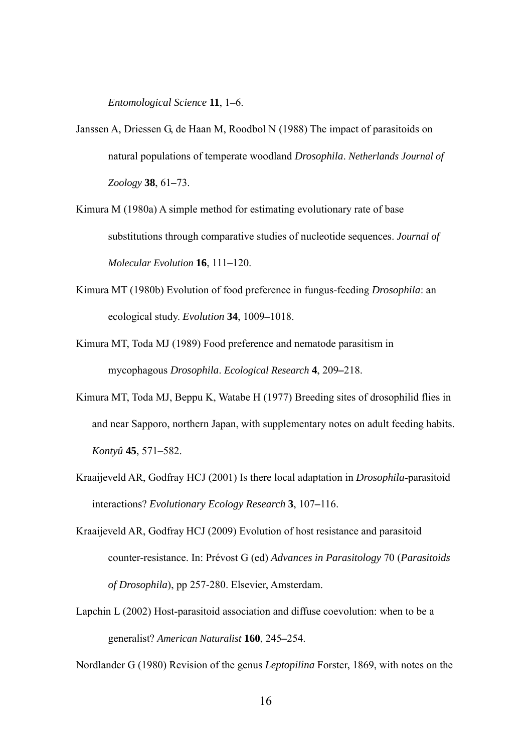*Entomological Science* **11**, 1–6.

Janssen A, Driessen G, de Haan M, Roodbol N (1988) The impact of parasitoids on natural populations of temperate woodland *Drosophila*. *Netherlands Journal of Zoology* **38**, 61–73.

Kimura M (1980a) A simple method for estimating evolutionary rate of base substitutions through comparative studies of nucleotide sequences. *Journal of Molecular Evolution* **16**, 111–120.

Kimura MT (1980b) Evolution of food preference in fungus-feeding *Drosophila*: an ecological study. *Evolution* **34**, 1009–1018.

Kimura MT, Toda MJ (1989) Food preference and nematode parasitism in mycophagous *Drosophila*. *Ecological Research* **4**, 209–218.

Kimura MT, Toda MJ, Beppu K, Watabe H (1977) Breeding sites of drosophilid flies in and near Sapporo, northern Japan, with supplementary notes on adult feeding habits. *Kontyû* **45**, 571–582.

Kraaijeveld AR, Godfray HCJ (2001) Is there local adaptation in *Drosophila*-parasitoid interactions? *Evolutionary Ecology Research* **3**, 107–116.

Kraaijeveld AR, Godfray HCJ (2009) Evolution of host resistance and parasitoid counter-resistance. In: Prévost G (ed) *Advances in Parasitology* 70 (*Parasitoids of Drosophila*), pp 257-280. Elsevier, Amsterdam.

Lapchin L (2002) Host-parasitoid association and diffuse coevolution: when to be a generalist? *American Naturalist* **160**, 245–254.

Nordlander G (1980) Revision of the genus *Leptopilina* Forster, 1869, with notes on the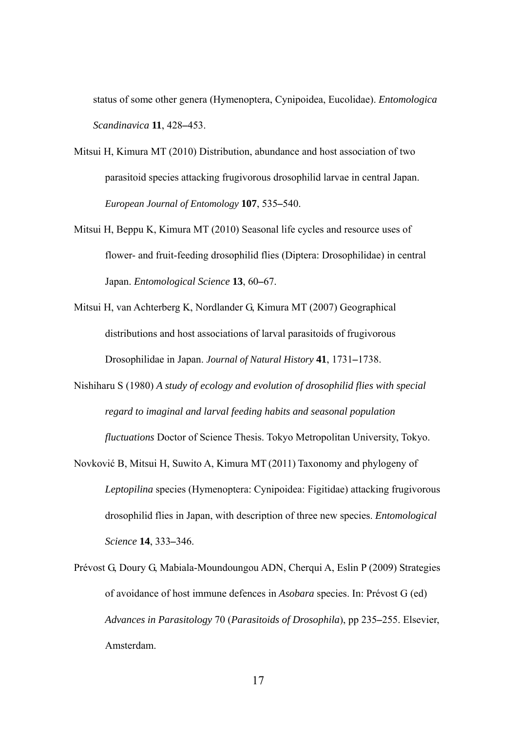status of some other genera (Hymenoptera, Cynipoidea, Eucolidae). *Entomologica Scandinavica* **11**, 428–453.

Mitsui H, Kimura MT (2010) Distribution, abundance and host association of two parasitoid species attacking frugivorous drosophilid larvae in central Japan. *European Journal of Entomology* **107**, 535–540.

Mitsui H, Beppu K, Kimura MT (2010) Seasonal life cycles and resource uses of flower- and fruit-feeding drosophilid flies (Diptera: Drosophilidae) in central Japan. *Entomological Science* **13**, 60–67.

Mitsui H, van Achterberg K, Nordlander G, Kimura MT (2007) Geographical distributions and host associations of larval parasitoids of frugivorous Drosophilidae in Japan. *Journal of Natural History* **41**, 1731–1738.

Nishiharu S (1980) *A study of ecology and evolution of drosophilid flies with special regard to imaginal and larval feeding habits and seasonal population fluctuations* Doctor of Science Thesis. Tokyo Metropolitan University, Tokyo.

Novković B, Mitsui H, Suwito A, Kimura MT (2011) Taxonomy and phylogeny of *Leptopilina* species (Hymenoptera: Cynipoidea: Figitidae) attacking frugivorous drosophilid flies in Japan, with description of three new species. *Entomological Science* **14**, 333–346.

Prévost G, Doury G, Mabiala-Moundoungou ADN, Cherqui A, Eslin P (2009) Strategies of avoidance of host immune defences in *Asobara* species. In: Prévost G (ed) *Advances in Parasitology* 70 (*Parasitoids of Drosophila*), pp 235–255. Elsevier, Amsterdam.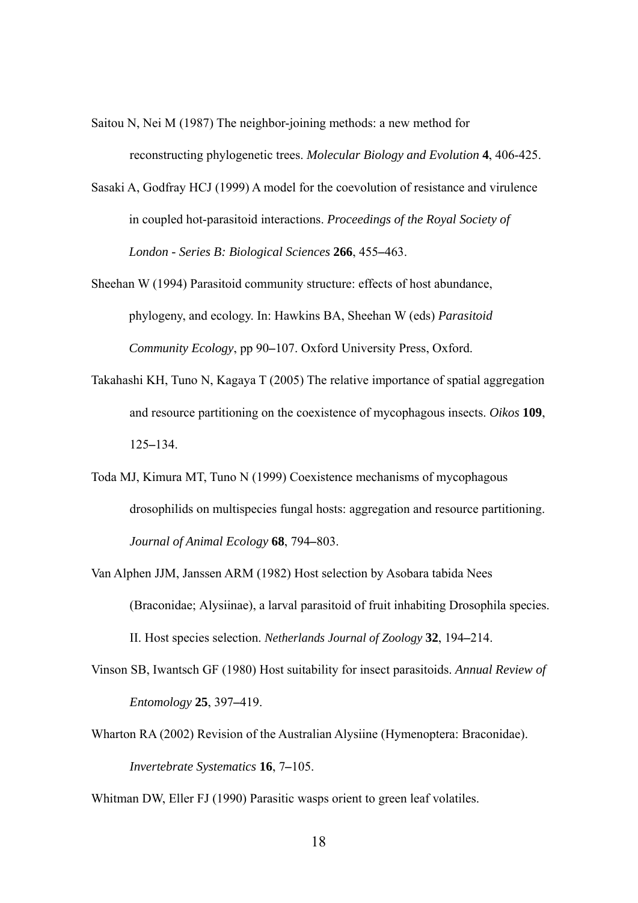Saitou N, Nei M (1987) The neighbor-joining methods: a new method for reconstructing phylogenetic trees. *Molecular Biology and Evolution* **4**, 406-425.

Sasaki A, Godfray HCJ (1999) A model for the coevolution of resistance and virulence in coupled hot-parasitoid interactions. *Proceedings of the Royal Society of London - Series B: Biological Sciences* **266**, 455–463.

Sheehan W (1994) Parasitoid community structure: effects of host abundance, phylogeny, and ecology. In: Hawkins BA, Sheehan W (eds) *Parasitoid Community Ecology*, pp 90–107. Oxford University Press, Oxford.

Takahashi KH, Tuno N, Kagaya T (2005) The relative importance of spatial aggregation and resource partitioning on the coexistence of mycophagous insects. *Oikos* **109**, 125–134.

Toda MJ, Kimura MT, Tuno N (1999) Coexistence mechanisms of mycophagous drosophilids on multispecies fungal hosts: aggregation and resource partitioning. *Journal of Animal Ecology* **68**, 794–803.

Van Alphen JJM, Janssen ARM (1982) Host selection by Asobara tabida Nees (Braconidae; Alysiinae), a larval parasitoid of fruit inhabiting Drosophila species. II. Host species selection. *Netherlands Journal of Zoology* **32**, 194–214.

Vinson SB, Iwantsch GF (1980) Host suitability for insect parasitoids. *Annual Review of Entomology* **25**, 397–419.

Wharton RA (2002) Revision of the Australian Alysiine (Hymenoptera: Braconidae). *Invertebrate Systematics* **16**, 7–105.

Whitman DW, Eller FJ (1990) Parasitic wasps orient to green leaf volatiles.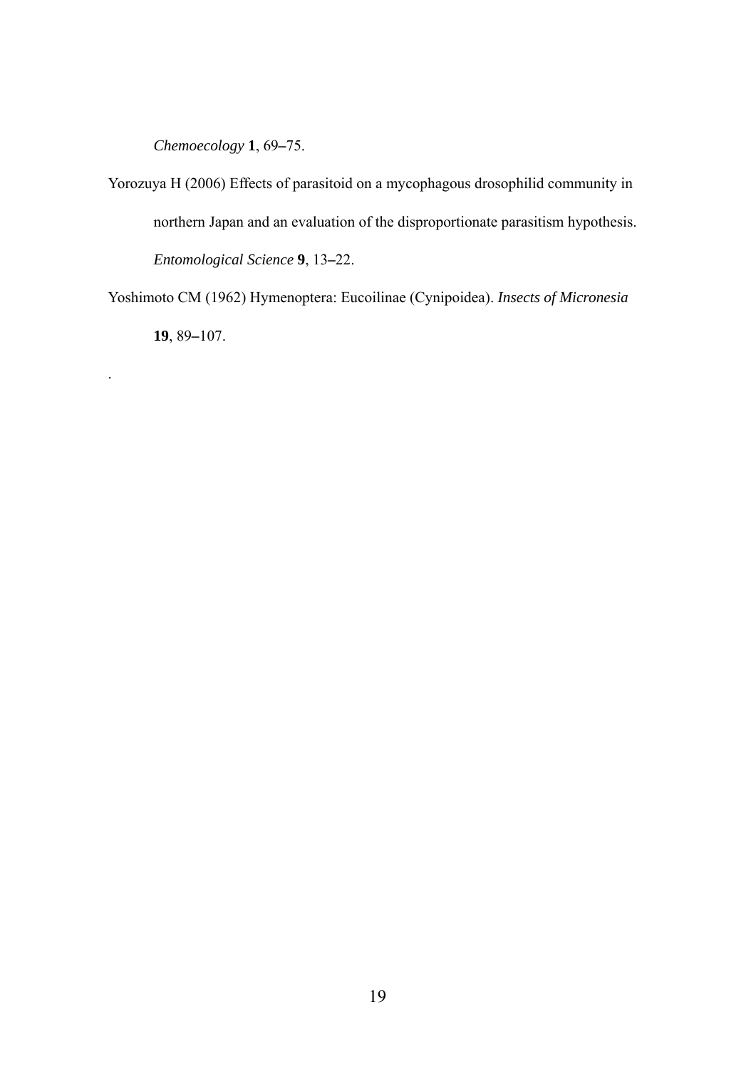*Chemoecology* **1**, 69–75.

Yorozuya H (2006) Effects of parasitoid on a mycophagous drosophilid community in northern Japan and an evaluation of the disproportionate parasitism hypothesis. *Entomological Science* **9**, 13–22.

Yoshimoto CM (1962) Hymenoptera: Eucoilinae (Cynipoidea). *Insects of Micronesia* **19**, 89–107.

.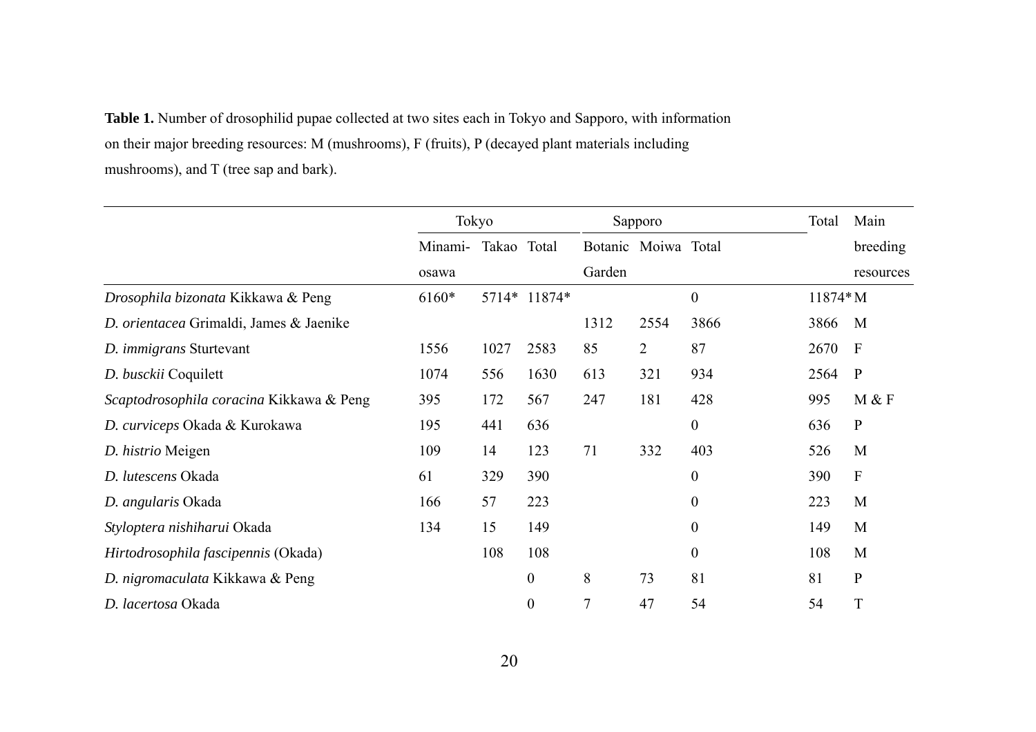**Table 1.** Number of drosophilid pupae collected at two sites each in Tokyo and Sapporo, with information on their major breeding resources: M (mushrooms), F (fruits), P (decayed plant materials including mushrooms), and T (tree sap and bark).

| | Tokyo | | | Sapporo | | | Total | Main breeding resources |
|---|---|---|---|---|---|---|---|---|
| | Minami-osawa | Takao | Total | Botanic Garden | Moiwa | Total | | |
| *Drosophila bizonata* Kikkawa & Peng | 6160* | 5714* | 11874* | | | 0 | 11874* | M |
| *D. orientacea* Grimaldi, James & Jaenike | | | | 1312 | 2554 | 3866 | 3866 | M |
| *D. immigrans* Sturtevant | 1556 | 1027 | 2583 | 85 | 2 | 87 | 2670 | F |
| *D. busckii* Coquilett | 1074 | 556 | 1630 | 613 | 321 | 934 | 2564 | P |
| *Scaptodrosophila coracina* Kikkawa & Peng | 395 | 172 | 567 | 247 | 181 | 428 | 995 | M & F |
| *D. curviceps* Okada & Kurokawa | 195 | 441 | 636 | | | 0 | 636 | P |
| *D. histrio* Meigen | 109 | 14 | 123 | 71 | 332 | 403 | 526 | M |
| *D. lutescens* Okada | 61 | 329 | 390 | | | 0 | 390 | F |
| *D. angularis* Okada | 166 | 57 | 223 | | | 0 | 223 | M |
| *Styloptera nishiharui* Okada | 134 | 15 | 149 | | | 0 | 149 | M |
| *Hirtodrosophila fascipennis* (Okada) | | 108 | 108 | | | 0 | 108 | M |
| *D. nigromaculata* Kikkawa & Peng | | | 0 | 8 | 73 | 81 | 81 | P |
| *D. lacertosa* Okada | | | 0 | 7 | 47 | 54 | 54 | T |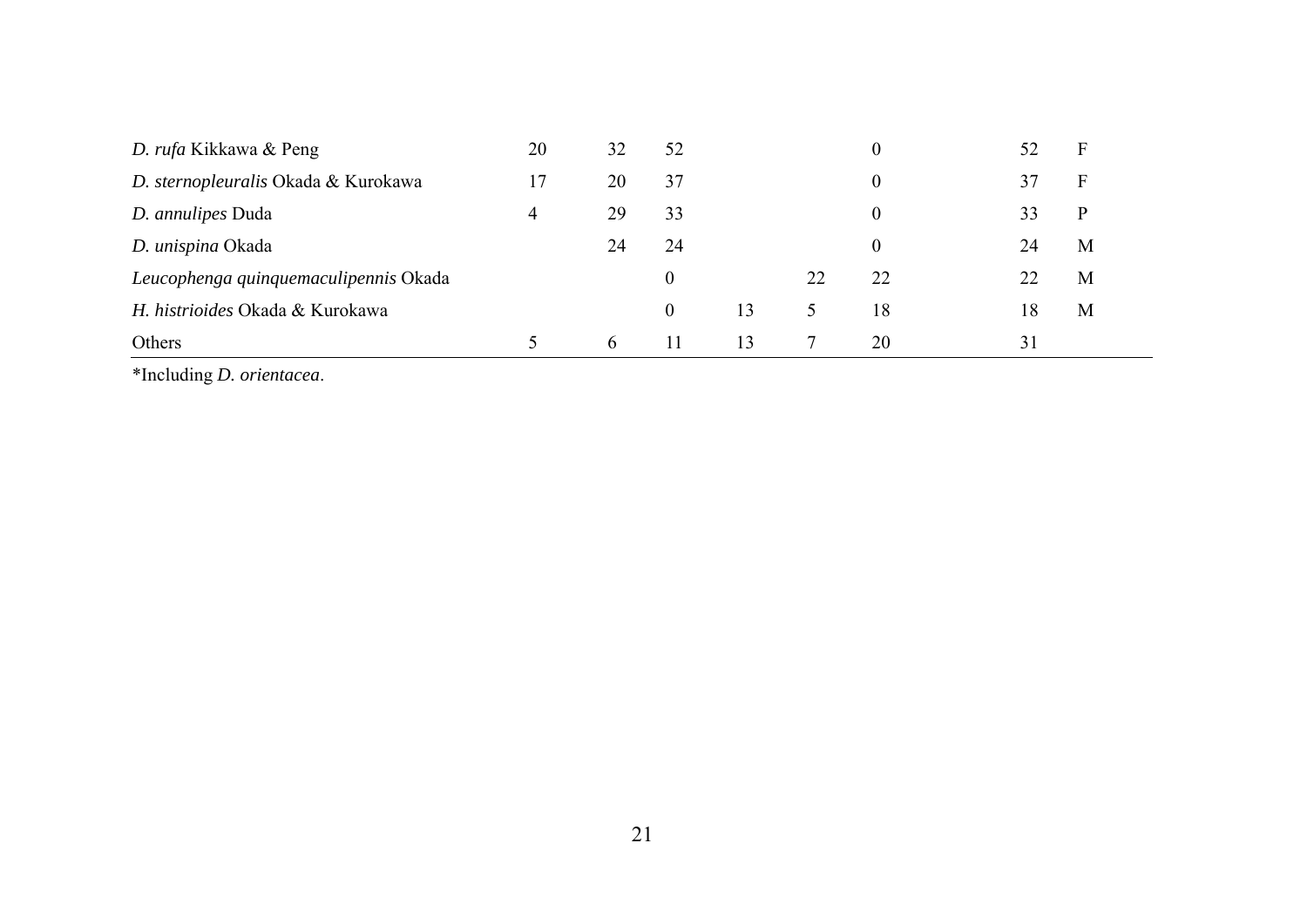| | | | | | | | | |
|---|---|---|---|---|---|---|---|---|
| *D. rufa* Kikkawa & Peng | 20 | 32 | 52 | | | 0 | 52 | F |
| *D. sternopleuralis* Okada & Kurokawa | 17 | 20 | 37 | | | 0 | 37 | F |
| *D. annulipes* Duda | 4 | 29 | 33 | | | 0 | 33 | P |
| *D. unispina* Okada | | 24 | 24 | | | 0 | 24 | M |
| *Leucophenga quinquemaculipennis* Okada | | | 0 | | 22 | 22 | 22 | M |
| *H. histrioides* Okada & Kurokawa | | | 0 | 13 | 5 | 18 | 18 | M |
| Others | 5 | 6 | 11 | 13 | 7 | 20 | 31 | |

*Including *D. orientacea*.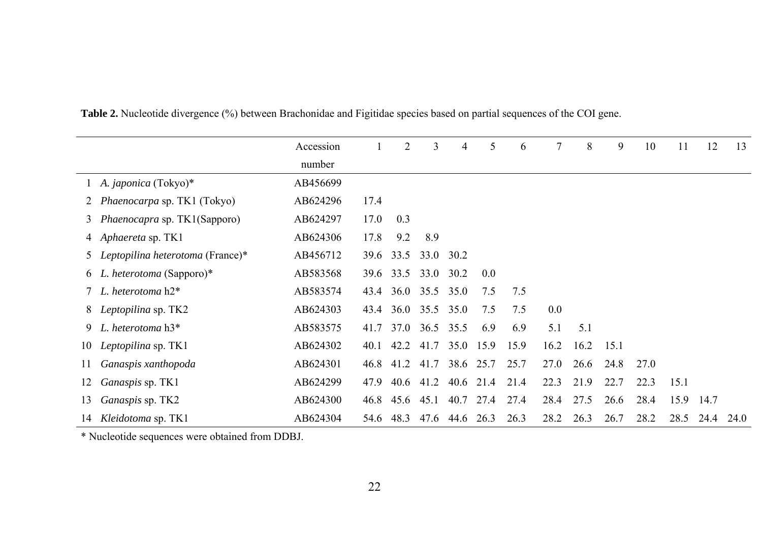**Table 2.** Nucleotide divergence (%) between Brachonidae and Figitidae species based on partial sequences of the COI gene.

| | | Accession number | 1 | 2 | 3 | 4 | 5 | 6 | 7 | 8 | 9 | 10 | 11 | 12 | 13 |
|---|---|---|---|---|---|---|---|---|---|---|---|---|---|---|---|
| 1 | *A. japonica* (Tokyo)* | AB456699 | | | | | | | | | | | | | |
| 2 | *Phaenocarpa* sp. TK1 (Tokyo) | AB624296 | 17.4 | | | | | | | | | | | | |
| 3 | *Phaenocapra* sp. TK1(Sapporo) | AB624297 | 17.0 | 0.3 | | | | | | | | | | | |
| 4 | *Aphaereta* sp. TK1 | AB624306 | 17.8 | 9.2 | 8.9 | | | | | | | | | | |
| 5 | *Leptopilina heterotoma* (France)* | AB456712 | 39.6 | 33.5 | 33.0 | 30.2 | | | | | | | | | |
| 6 | *L. heterotoma* (Sapporo)* | AB583568 | 39.6 | 33.5 | 33.0 | 30.2 | 0.0 | | | | | | | | |
| 7 | *L. heterotoma* h2* | AB583574 | 43.4 | 36.0 | 35.5 | 35.0 | 7.5 | 7.5 | | | | | | | |
| 8 | *Leptopilina* sp. TK2 | AB624303 | 43.4 | 36.0 | 35.5 | 35.0 | 7.5 | 7.5 | 0.0 | | | | | | |
| 9 | *L. heterotoma* h3* | AB583575 | 41.7 | 37.0 | 36.5 | 35.5 | 6.9 | 6.9 | 5.1 | 5.1 | | | | | |
| 10 | *Leptopilina* sp. TK1 | AB624302 | 40.1 | 42.2 | 41.7 | 35.0 | 15.9 | 15.9 | 16.2 | 16.2 | 15.1 | | | | |
| 11 | *Ganaspis xanthopoda* | AB624301 | 46.8 | 41.2 | 41.7 | 38.6 | 25.7 | 25.7 | 27.0 | 26.6 | 24.8 | 27.0 | | | |
| 12 | *Ganaspis* sp. TK1 | AB624299 | 47.9 | 40.6 | 41.2 | 40.6 | 21.4 | 21.4 | 22.3 | 21.9 | 22.7 | 22.3 | 15.1 | | |
| 13 | *Ganaspis* sp. TK2 | AB624300 | 46.8 | 45.6 | 45.1 | 40.7 | 27.4 | 27.4 | 28.4 | 27.5 | 26.6 | 28.4 | 15.9 | 14.7 | |
| 14 | *Kleidotoma* sp. TK1 | AB624304 | 54.6 | 48.3 | 47.6 | 44.6 | 26.3 | 26.3 | 28.2 | 26.3 | 26.7 | 28.2 | 28.5 | 24.4 | 24.0 |

* Nucleotide sequences were obtained from DDBJ.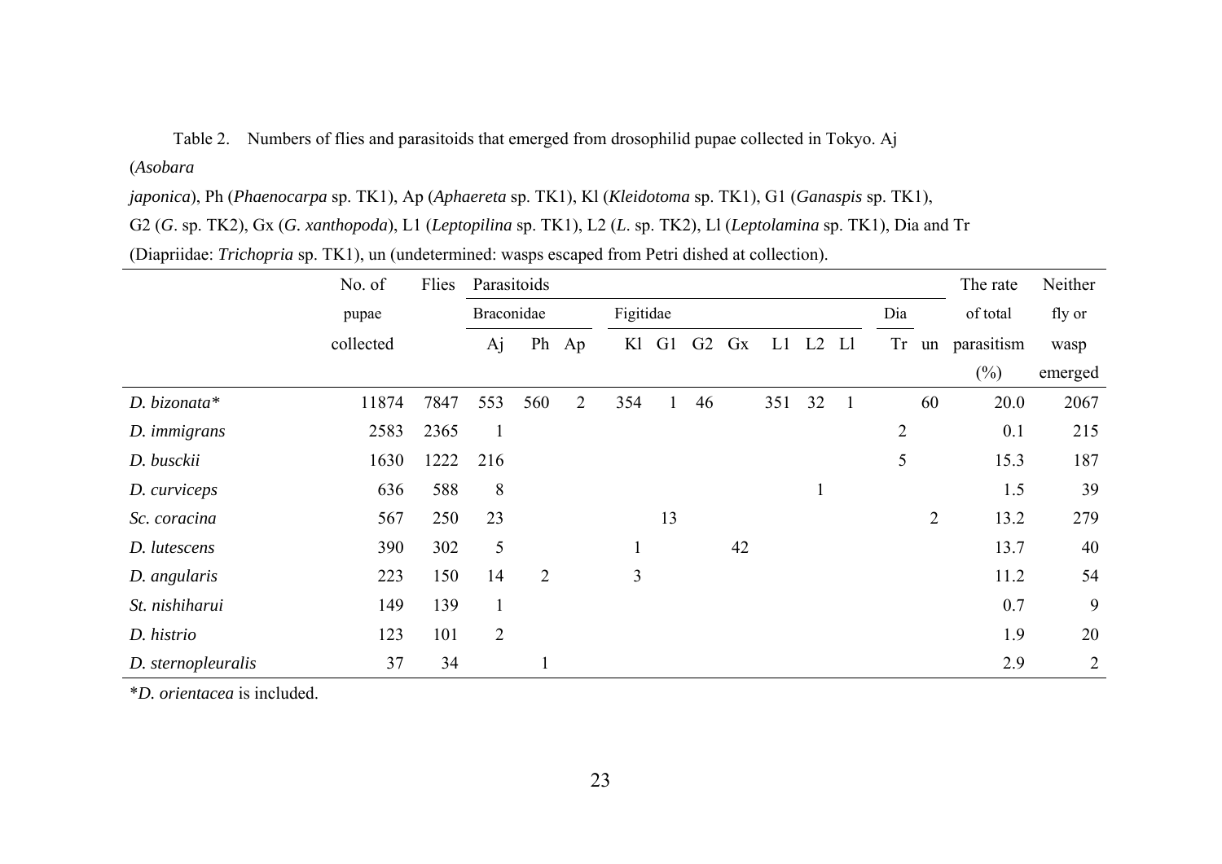Table 2. Numbers of flies and parasitoids that emerged from drosophilid pupae collected in Tokyo. Aj (*Asobara japonica*), Ph (*Phaenocarpa* sp. TK1), Ap (*Aphaereta* sp. TK1), Kl (*Kleidotoma* sp. TK1), G1 (*Ganaspis* sp. TK1), G2 (*G*. sp. TK2), Gx (*G. xanthopoda*), L1 (*Leptopilina* sp. TK1), L2 (*L*. sp. TK2), Ll (*Leptolamina* sp. TK1), Dia and Tr (Diapriidae: *Trichopria* sp. TK1), un (undetermined: wasps escaped from Petri dished at collection).

| | No. of pupae collected | Flies | Parasitoids | | | | | | | | | | | | The rate of total parasitism (%) | Neither fly or wasp emerged |
|---|---|---|---|---|---|---|---|---|---|---|---|---|---|---|---|---|
| | | | Braconidae | | | Figitidae | | | | | | | Dia | | | |
| | | | Aj | Ph | Ap | Kl | G1 | G2 | Gx | L1 | L2 | Ll | Tr | un | | |
| *D. bizonata** | 11874 | 7847 | 553 | 560 | 2 | 354 | 1 | 46 | | 351 | 32 | 1 | | 60 | 20.0 | 2067 |
| *D. immigrans* | 2583 | 2365 | 1 | | | | | | | | | | 2 | | 0.1 | 215 |
| *D. busckii* | 1630 | 1222 | 216 | | | | | | | | | | 5 | | 15.3 | 187 |
| *D. curviceps* | 636 | 588 | 8 | | | | | | | | 1 | | | | 1.5 | 39 |
| *Sc. coracina* | 567 | 250 | 23 | | | | 13 | | | | | | | 2 | 13.2 | 279 |
| *D. lutescens* | 390 | 302 | 5 | | | 1 | | | 42 | | | | | | 13.7 | 40 |
| *D. angularis* | 223 | 150 | 14 | 2 | | 3 | | | | | | | | | 11.2 | 54 |
| *St. nishiharui* | 149 | 139 | 1 | | | | | | | | | | | | 0.7 | 9 |
| *D. histrio* | 123 | 101 | 2 | | | | | | | | | | | | 1.9 | 20 |
| *D. sternopleuralis* | 37 | 34 | | 1 | | | | | | | | | | | 2.9 | 2 |

**D. orientacea* is included.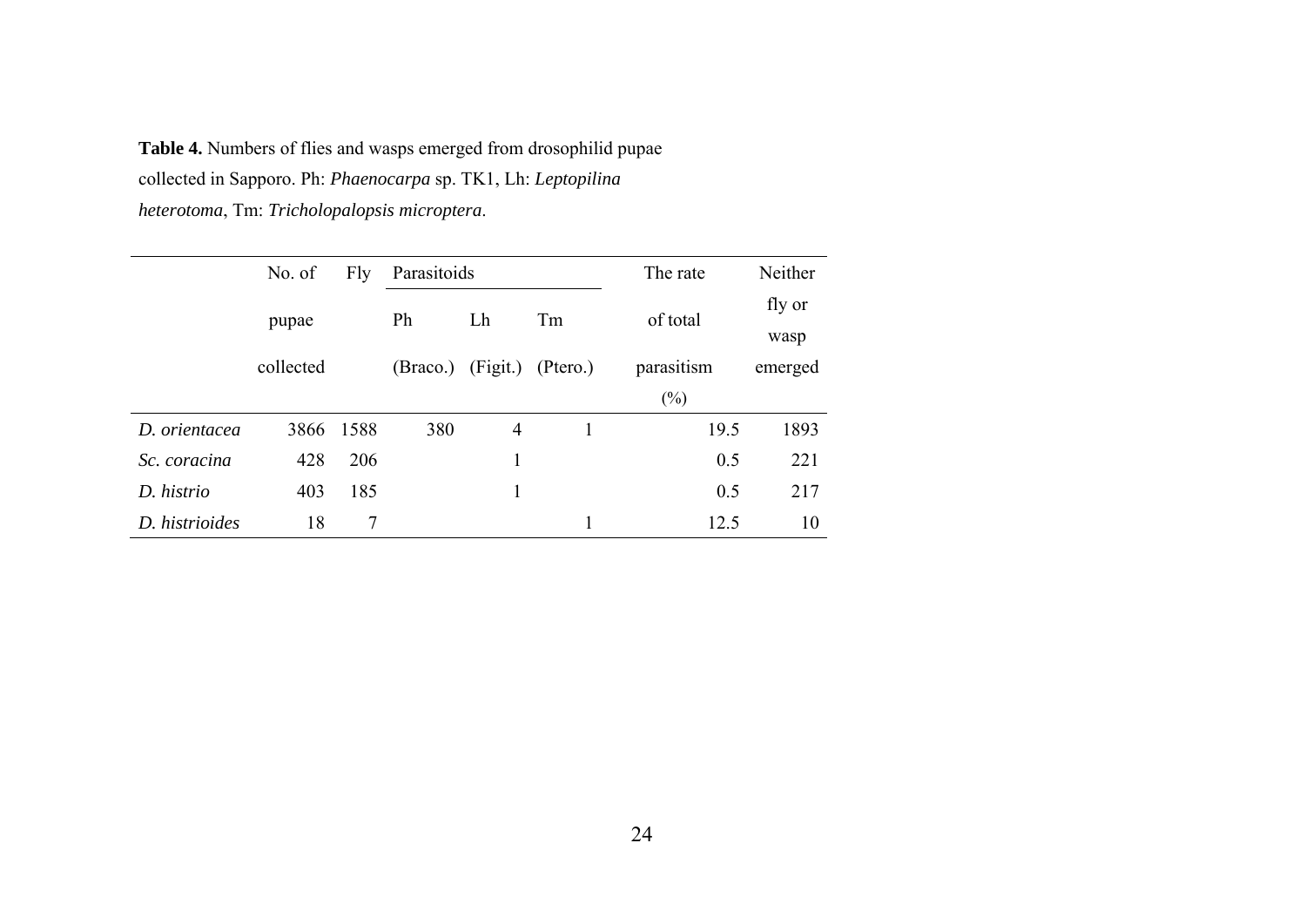**Table 4.** Numbers of flies and wasps emerged from drosophilid pupae collected in Sapporo. Ph: *Phaenocarpa* sp. TK1, Lh: *Leptopilina heterotoma*, Tm: *Tricholopalopsis microptera*.

| | No. of pupae collected | Fly | Parasitoids | | | The rate of total parasitism (%) | Neither fly or wasp emerged |
|---|---|---|---|---|---|---|---|
| | | | Ph (Braco.) | Lh (Figit.) | Tm (Ptero.) | | |
| *D. orientacea* | 3866 | 1588 | 380 | 4 | 1 | 19.5 | 1893 |
| *Sc. coracina* | 428 | 206 | | 1 | | 0.5 | 221 |
| *D. histrio* | 403 | 185 | | 1 | | 0.5 | 217 |
| *D. histrioides* | 18 | 7 | | | 1 | 12.5 | 10 |